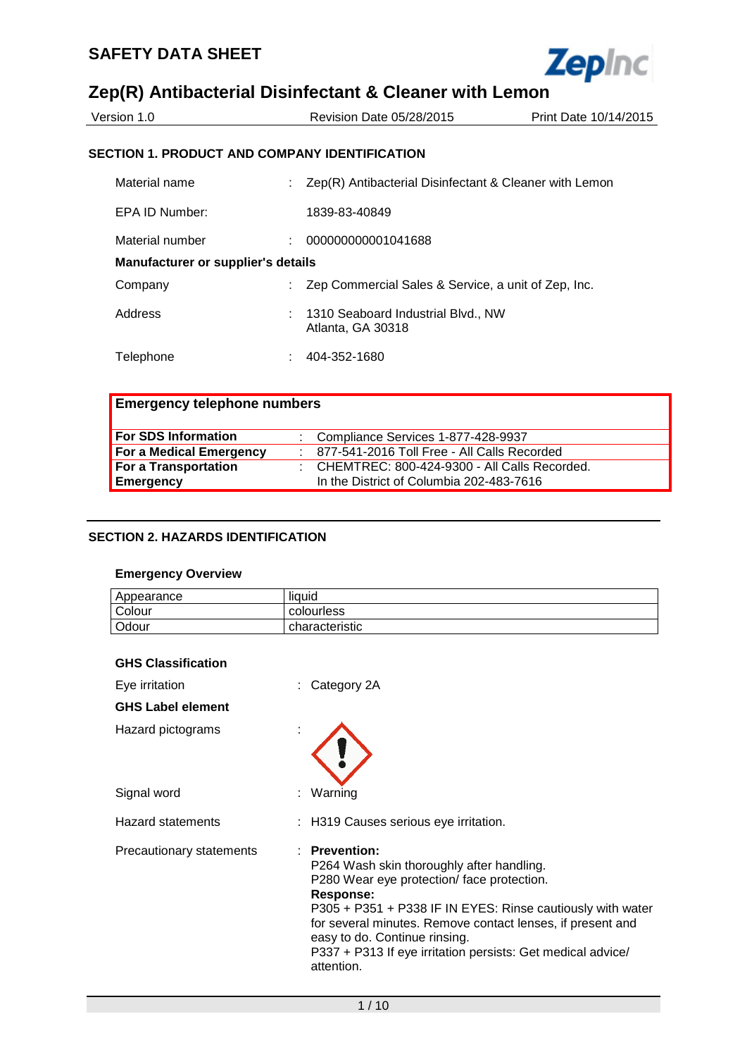# SAFETY DATA SHEET

# Zep(R) Antibacterial Disinfectant & Cleaner with Lemon

Version 1.0 | Revision Date 05/28/2015 | Print Date 10/14/2015

## SECTION 1. PRODUCT AND COMPANY IDENTIFICATION

| | | |
|---|---|---|
| Material name | : | Zep(R) Antibacterial Disinfectant & Cleaner with Lemon |
| EPA ID Number: | | 1839-83-40849 |
| Material number | : | 000000000001041688 |

**Manufacturer or supplier's details**

| | | |
|---|---|---|
| Company | : | Zep Commercial Sales & Service, a unit of Zep, Inc. |
| Address | : | 1310 Seaboard Industrial Blvd., NW<br>Atlanta, GA 30318 |
| Telephone | : | 404-352-1680 |

**Emergency telephone numbers**

| | | |
|---|---|---|
| **For SDS Information** | : | Compliance Services 1-877-428-9937 |
| **For a Medical Emergency** | : | 877-541-2016 Toll Free - All Calls Recorded |
| **For a Transportation Emergency** | : | CHEMTREC: 800-424-9300 - All Calls Recorded. In the District of Columbia 202-483-7616 |

## SECTION 2. HAZARDS IDENTIFICATION

**Emergency Overview**

| | |
|---|---|
| Appearance | liquid |
| Colour | colourless |
| Odour | characteristic |

**GHS Classification**

Eye irritation : Category 2A

**GHS Label element**

Hazard pictograms :

Signal word : Warning

Hazard statements : H319 Causes serious eye irritation.

Precautionary statements :

**Prevention:**

P264 Wash skin thoroughly after handling.

P280 Wear eye protection/ face protection.

**Response:**

P305 + P351 + P338 IF IN EYES: Rinse cautiously with water for several minutes. Remove contact lenses, if present and easy to do. Continue rinsing.

P337 + P313 If eye irritation persists: Get medical advice/ attention.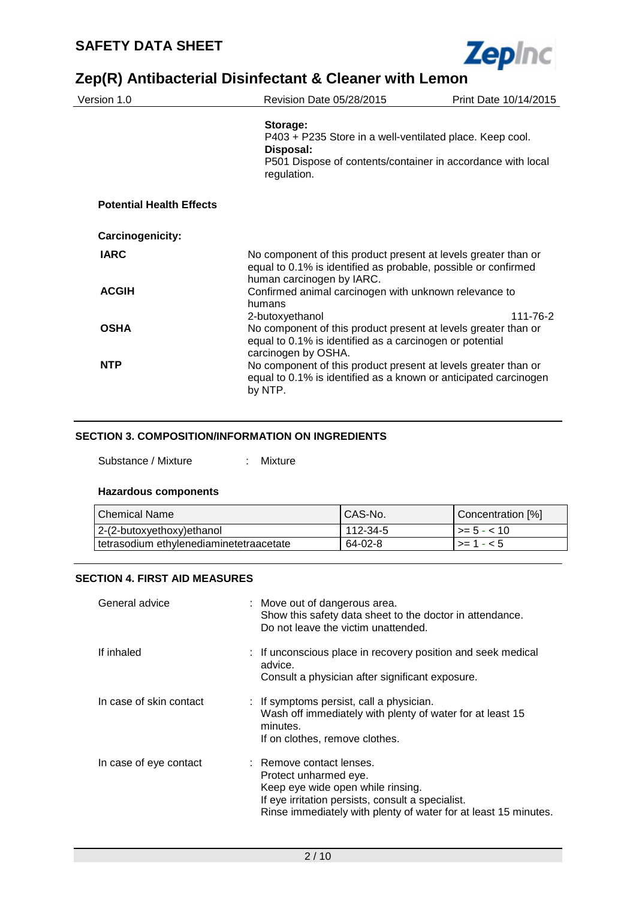**Storage:**
P403 + P235 Store in a well-ventilated place. Keep cool.
**Disposal:**
P501 Dispose of contents/container in accordance with local regulation.

**Potential Health Effects**

**Carcinogenicity:**

**IARC**
No component of this product present at levels greater than or equal to 0.1% is identified as probable, possible or confirmed human carcinogen by IARC.

**ACGIH**
Confirmed animal carcinogen with unknown relevance to humans
2-butoxyethanol 111-76-2

**OSHA**
No component of this product present at levels greater than or equal to 0.1% is identified as a carcinogen or potential carcinogen by OSHA.

**NTP**
No component of this product present at levels greater than or equal to 0.1% is identified as a known or anticipated carcinogen by NTP.

## SECTION 3. COMPOSITION/INFORMATION ON INGREDIENTS

Substance / Mixture : Mixture

**Hazardous components**

| Chemical Name | CAS-No. | Concentration [%] |
|---|---|---|
| 2-(2-butoxyethoxy)ethanol | 112-34-5 | >= 5 - < 10 |
| tetrasodium ethylenediaminetetraacetate | 64-02-8 | >= 1 - < 5 |

## SECTION 4. FIRST AID MEASURES

General advice : Move out of dangerous area.
Show this safety data sheet to the doctor in attendance.
Do not leave the victim unattended.

If inhaled : If unconscious place in recovery position and seek medical advice.
Consult a physician after significant exposure.

In case of skin contact : If symptoms persist, call a physician.
Wash off immediately with plenty of water for at least 15 minutes.
If on clothes, remove clothes.

In case of eye contact : Remove contact lenses.
Protect unharmed eye.
Keep eye wide open while rinsing.
If eye irritation persists, consult a specialist.
Rinse immediately with plenty of water for at least 15 minutes.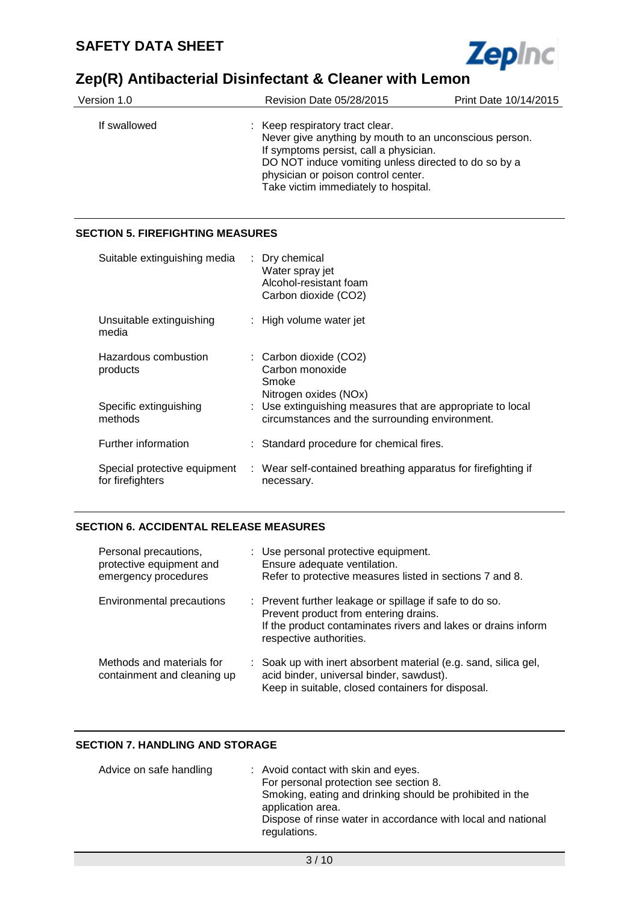| | |
|---|---|
| If swallowed | : Keep respiratory tract clear.<br>Never give anything by mouth to an unconscious person.<br>If symptoms persist, call a physician.<br>DO NOT induce vomiting unless directed to do so by a physician or poison control center.<br>Take victim immediately to hospital. |

## SECTION 5. FIREFIGHTING MEASURES

| | |
|---|---|
| Suitable extinguishing media | : Dry chemical<br>Water spray jet<br>Alcohol-resistant foam<br>Carbon dioxide ($CO_2$) |
| Unsuitable extinguishing media | : High volume water jet |
| Hazardous combustion products | : Carbon dioxide ($CO_2$)<br>Carbon monoxide<br>Smoke<br>Nitrogen oxides ($NO_x$) |
| Specific extinguishing methods | : Use extinguishing measures that are appropriate to local circumstances and the surrounding environment. |
| Further information | : Standard procedure for chemical fires. |
| Special protective equipment for firefighters | : Wear self-contained breathing apparatus for firefighting if necessary. |

## SECTION 6. ACCIDENTAL RELEASE MEASURES

| | |
|---|---|
| Personal precautions, protective equipment and emergency procedures | : Use personal protective equipment.<br>Ensure adequate ventilation.<br>Refer to protective measures listed in sections 7 and 8. |
| Environmental precautions | : Prevent further leakage or spillage if safe to do so.<br>Prevent product from entering drains.<br>If the product contaminates rivers and lakes or drains inform respective authorities. |
| Methods and materials for containment and cleaning up | : Soak up with inert absorbent material (e.g. sand, silica gel, acid binder, universal binder, sawdust).<br>Keep in suitable, closed containers for disposal. |

## SECTION 7. HANDLING AND STORAGE

| | |
|---|---|
| Advice on safe handling | : Avoid contact with skin and eyes.<br>For personal protection see section 8.<br>Smoking, eating and drinking should be prohibited in the application area.<br>Dispose of rinse water in accordance with local and national regulations. |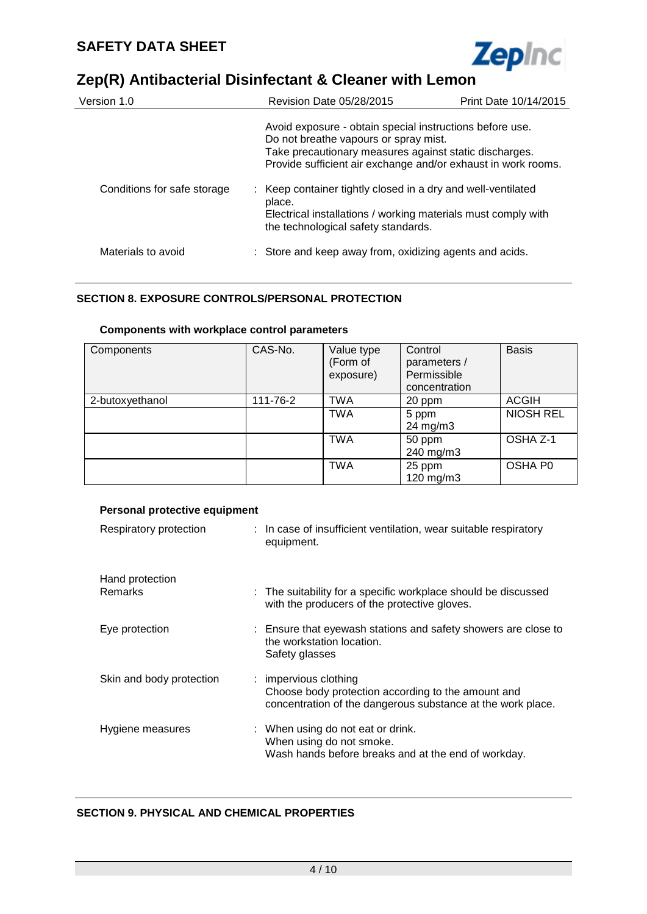Avoid exposure - obtain special instructions before use.
Do not breathe vapours or spray mist.
Take precautionary measures against static discharges.
Provide sufficient air exchange and/or exhaust in work rooms.

Conditions for safe storage : Keep container tightly closed in a dry and well-ventilated place.
Electrical installations / working materials must comply with the technological safety standards.

Materials to avoid : Store and keep away from, oxidizing agents and acids.

## SECTION 8. EXPOSURE CONTROLS/PERSONAL PROTECTION

**Components with workplace control parameters**

| Components | CAS-No. | Value type (Form of exposure) | Control parameters / Permissible concentration | Basis |
|---|---|---|---|---|
| 2-butoxyethanol | 111-76-2 | TWA | 20 ppm | ACGIH |
| | | TWA | 5 ppm<br>24 mg/m3 | NIOSH REL |
| | | TWA | 50 ppm<br>240 mg/m3 | OSHA Z-1 |
| | | TWA | 25 ppm<br>120 mg/m3 | OSHA P0 |

**Personal protective equipment**

Respiratory protection : In case of insufficient ventilation, wear suitable respiratory equipment.

Hand protection
Remarks : The suitability for a specific workplace should be discussed with the producers of the protective gloves.

Eye protection : Ensure that eyewash stations and safety showers are close to the workstation location.
Safety glasses

Skin and body protection : impervious clothing
Choose body protection according to the amount and concentration of the dangerous substance at the work place.

Hygiene measures : When using do not eat or drink.
When using do not smoke.
Wash hands before breaks and at the end of workday.

## SECTION 9. PHYSICAL AND CHEMICAL PROPERTIES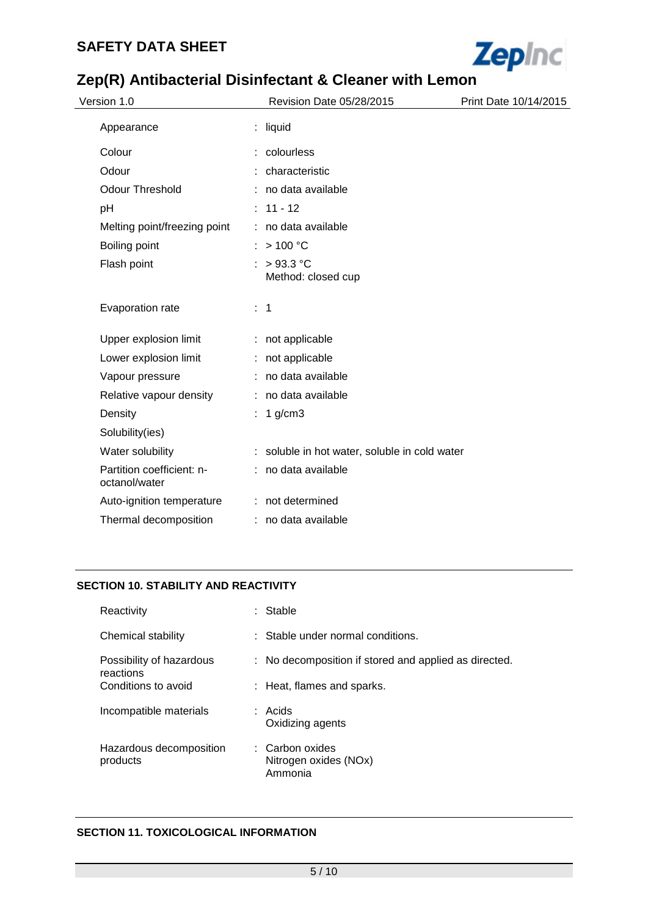| | | |
|---|---|---|
| Appearance | : | liquid |
| Colour | : | colourless |
| Odour | : | characteristic |
| Odour Threshold | : | no data available |
| pH | : | 11 - 12 |
| Melting point/freezing point | : | no data available |
| Boiling point | : | > 100 °C |
| Flash point | : | > 93.3 °C<br>Method: closed cup |
| Evaporation rate | : | 1 |
| Upper explosion limit | : | not applicable |
| Lower explosion limit | : | not applicable |
| Vapour pressure | : | no data available |
| Relative vapour density | : | no data available |
| Density | : | 1 g/cm3 |
| Solubility(ies) | | |
| Water solubility | : | soluble in hot water, soluble in cold water |
| Partition coefficient: n-octanol/water | : | no data available |
| Auto-ignition temperature | : | not determined |
| Thermal decomposition | : | no data available |

## SECTION 10. STABILITY AND REACTIVITY

| | | |
|---|---|---|
| Reactivity | : | Stable |
| Chemical stability | : | Stable under normal conditions. |
| Possibility of hazardous reactions | : | No decomposition if stored and applied as directed. |
| Conditions to avoid | : | Heat, flames and sparks. |
| Incompatible materials | : | Acids<br>Oxidizing agents |
| Hazardous decomposition products | : | Carbon oxides<br>Nitrogen oxides (NOx)<br>Ammonia |

## SECTION 11. TOXICOLOGICAL INFORMATION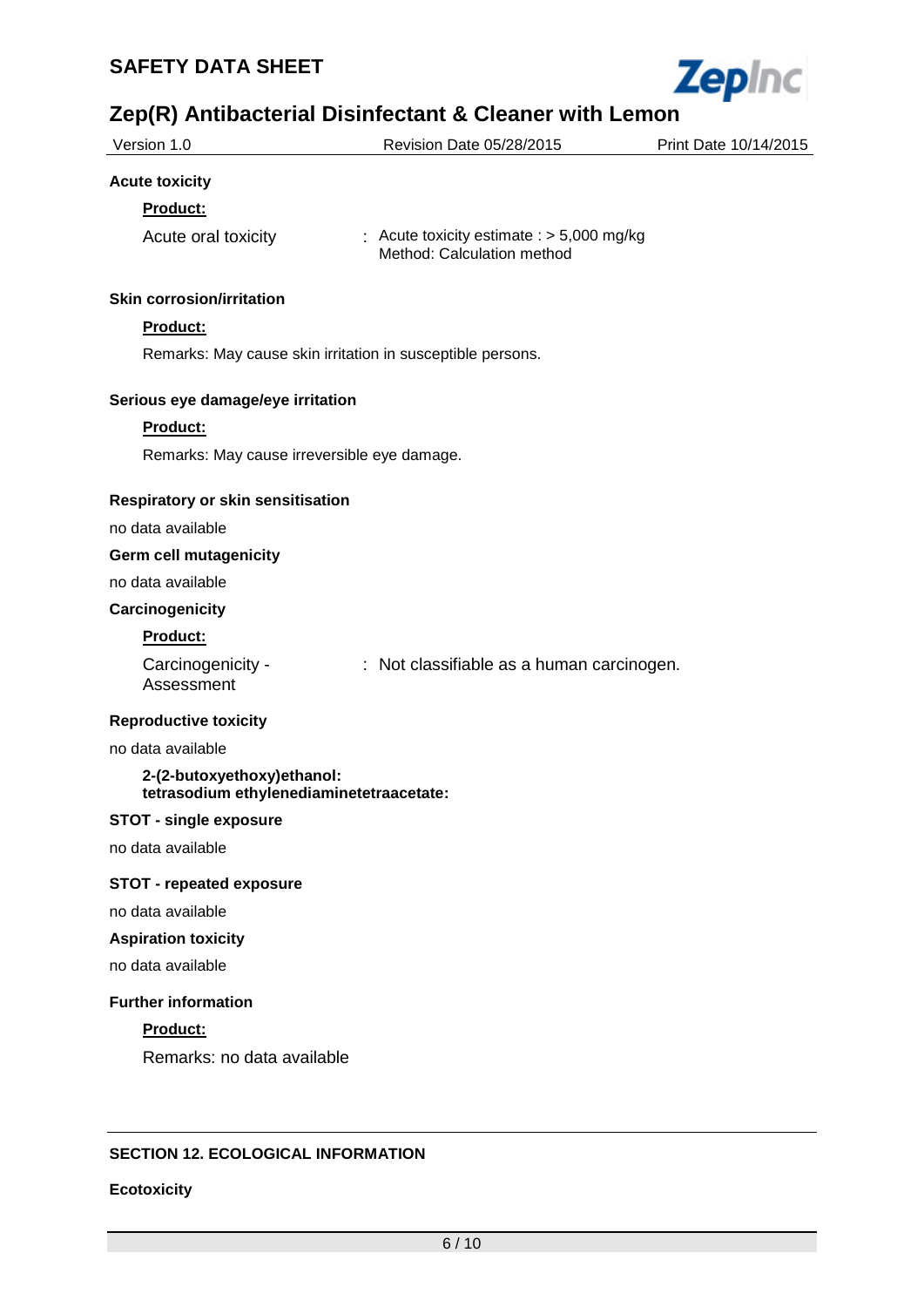**Acute toxicity**

**Product:**

Acute oral toxicity : Acute toxicity estimate : > 5,000 mg/kg
Method: Calculation method

**Skin corrosion/irritation**

**Product:**

Remarks: May cause skin irritation in susceptible persons.

**Serious eye damage/eye irritation**

**Product:**

Remarks: May cause irreversible eye damage.

**Respiratory or skin sensitisation**

no data available

**Germ cell mutagenicity**

no data available

**Carcinogenicity**

**Product:**

Carcinogenicity - Assessment : Not classifiable as a human carcinogen.

**Reproductive toxicity**

no data available

**2-(2-butoxyethoxy)ethanol:**
**tetrasodium ethylenediaminetetraacetate:**

**STOT - single exposure**

no data available

**STOT - repeated exposure**

no data available

**Aspiration toxicity**

no data available

**Further information**

**Product:**

Remarks: no data available

## SECTION 12. ECOLOGICAL INFORMATION

**Ecotoxicity**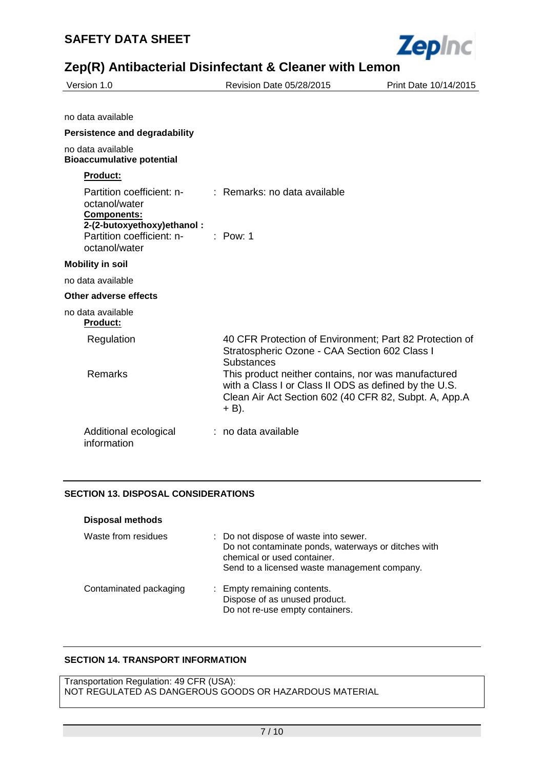no data available

**Persistence and degradability**

no data available

**Bioaccumulative potential**

**Product:**

Partition coefficient: n-octanol/water : Remarks: no data available

**Components:**

**2-(2-butoxyethoxy)ethanol :**

Partition coefficient: n-octanol/water : Pow: 1

**Mobility in soil**

no data available

**Other adverse effects**

no data available

**Product:**

| | |
|---|---|
| Regulation | 40 CFR Protection of Environment; Part 82 Protection of Stratospheric Ozone - CAA Section 602 Class I Substances |
| Remarks | This product neither contains, nor was manufactured with a Class I or Class II ODS as defined by the U.S. Clean Air Act Section 602 (40 CFR 82, Subpt. A, App.A + B). |

Additional ecological information : no data available

## SECTION 13. DISPOSAL CONSIDERATIONS

**Disposal methods**

Waste from residues : Do not dispose of waste into sewer.
Do not contaminate ponds, waterways or ditches with chemical or used container.
Send to a licensed waste management company.

Contaminated packaging : Empty remaining contents.
Dispose of as unused product.
Do not re-use empty containers.

## SECTION 14. TRANSPORT INFORMATION

Transportation Regulation: 49 CFR (USA):
NOT REGULATED AS DANGEROUS GOODS OR HAZARDOUS MATERIAL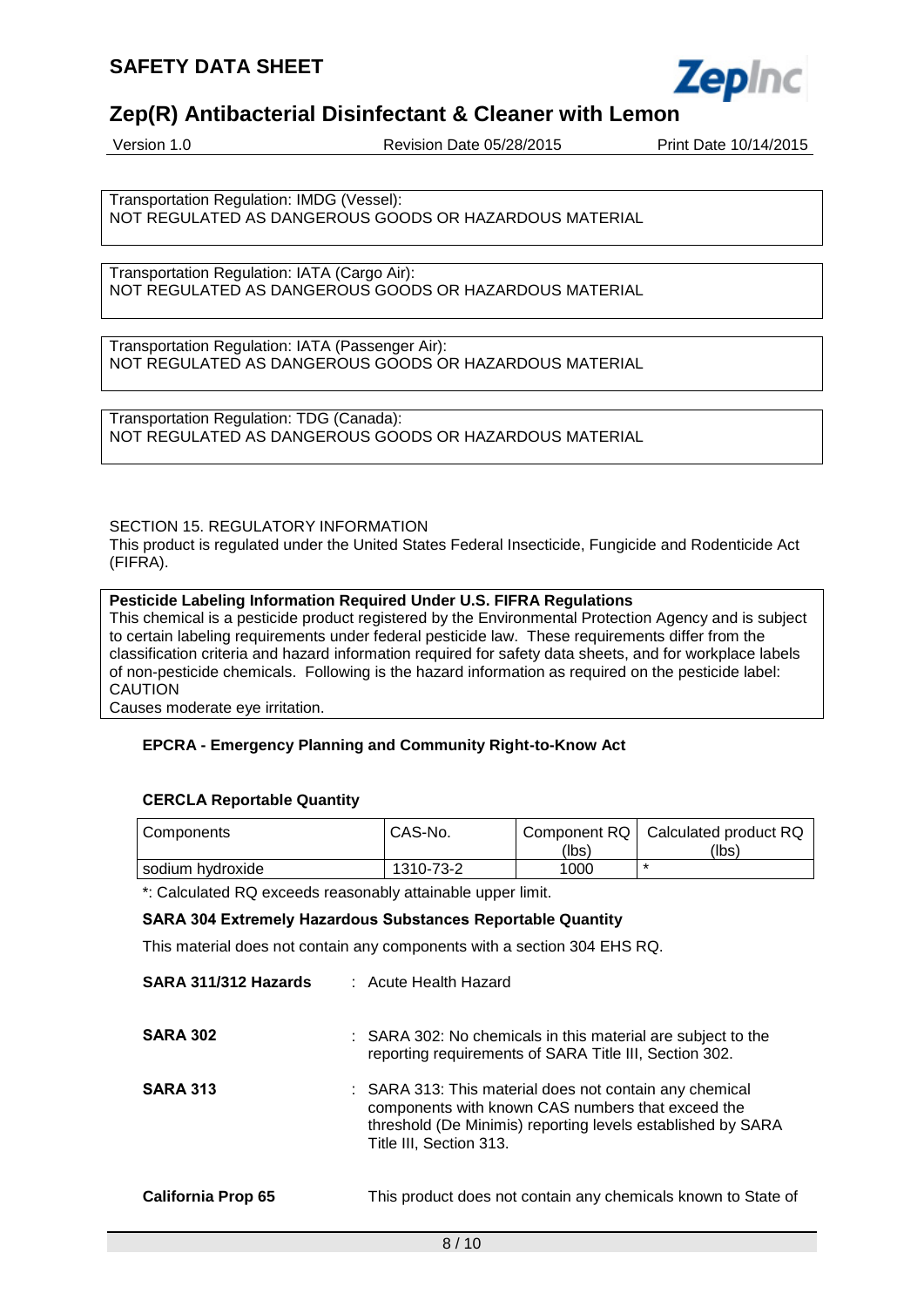Transportation Regulation: IMDG (Vessel):
NOT REGULATED AS DANGEROUS GOODS OR HAZARDOUS MATERIAL

Transportation Regulation: IATA (Cargo Air):
NOT REGULATED AS DANGEROUS GOODS OR HAZARDOUS MATERIAL

Transportation Regulation: IATA (Passenger Air):
NOT REGULATED AS DANGEROUS GOODS OR HAZARDOUS MATERIAL

Transportation Regulation: TDG (Canada):
NOT REGULATED AS DANGEROUS GOODS OR HAZARDOUS MATERIAL

## SECTION 15. REGULATORY INFORMATION

This product is regulated under the United States Federal Insecticide, Fungicide and Rodenticide Act (FIFRA).

**Pesticide Labeling Information Required Under U.S. FIFRA Regulations**
This chemical is a pesticide product registered by the Environmental Protection Agency and is subject to certain labeling requirements under federal pesticide law. These requirements differ from the classification criteria and hazard information required for safety data sheets, and for workplace labels of non-pesticide chemicals. Following is the hazard information as required on the pesticide label:
CAUTION
Causes moderate eye irritation.

**EPCRA - Emergency Planning and Community Right-to-Know Act**

**CERCLA Reportable Quantity**

| Components | CAS-No. | Component RQ (lbs) | Calculated product RQ (lbs) |
|---|---|---|---|
| sodium hydroxide | 1310-73-2 | 1000 | * |

*: Calculated RQ exceeds reasonably attainable upper limit.

**SARA 304 Extremely Hazardous Substances Reportable Quantity**

This material does not contain any components with a section 304 EHS RQ.

**SARA 311/312 Hazards** : Acute Health Hazard

**SARA 302** : SARA 302: No chemicals in this material are subject to the reporting requirements of SARA Title III, Section 302.

**SARA 313** : SARA 313: This material does not contain any chemical components with known CAS numbers that exceed the threshold (De Minimis) reporting levels established by SARA Title III, Section 313.

**California Prop 65** This product does not contain any chemicals known to State of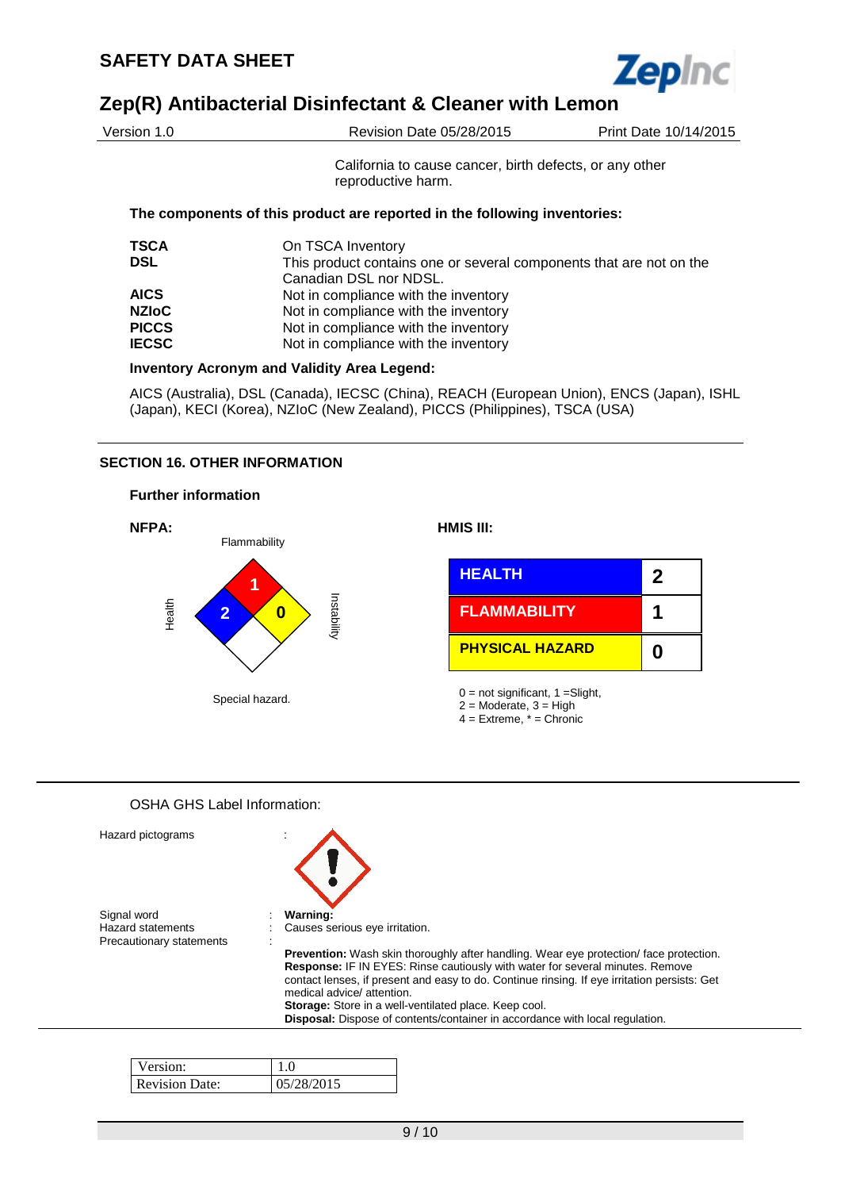California to cause cancer, birth defects, or any other reproductive harm.

**The components of this product are reported in the following inventories:**

| | |
|---|---|
| **TSCA** | On TSCA Inventory |
| **DSL** | This product contains one or several components that are not on the Canadian DSL nor NDSL. |
| **AICS** | Not in compliance with the inventory |
| **NZIoC** | Not in compliance with the inventory |
| **PICCS** | Not in compliance with the inventory |
| **IECSC** | Not in compliance with the inventory |

**Inventory Acronym and Validity Area Legend:**

AICS (Australia), DSL (Canada), IECSC (China), REACH (European Union), ENCS (Japan), ISHL (Japan), KECI (Korea), NZIoC (New Zealand), PICCS (Philippines), TSCA (USA)

## SECTION 16. OTHER INFORMATION

### Further information

**NFPA:**

Flammability: 1
Health: 2
Instability: 0
Special hazard.

**HMIS III:**

| | |
|---|---|
| HEALTH | 2 |
| FLAMMABILITY | 1 |
| PHYSICAL HAZARD | 0 |

0 = not significant, 1 =Slight,
2 = Moderate, 3 = High
4 = Extreme, * = Chronic

OSHA GHS Label Information:

Hazard pictograms :

Signal word : **Warning:**

Hazard statements : Causes serious eye irritation.

Precautionary statements :

**Prevention:** Wash skin thoroughly after handling. Wear eye protection/ face protection.
**Response:** IF IN EYES: Rinse cautiously with water for several minutes. Remove contact lenses, if present and easy to do. Continue rinsing. If eye irritation persists: Get medical advice/ attention.
**Storage:** Store in a well-ventilated place. Keep cool.
**Disposal:** Dispose of contents/container in accordance with local regulation.

| | |
|---|---|
| Version: | 1.0 |
| Revision Date: | 05/28/2015 |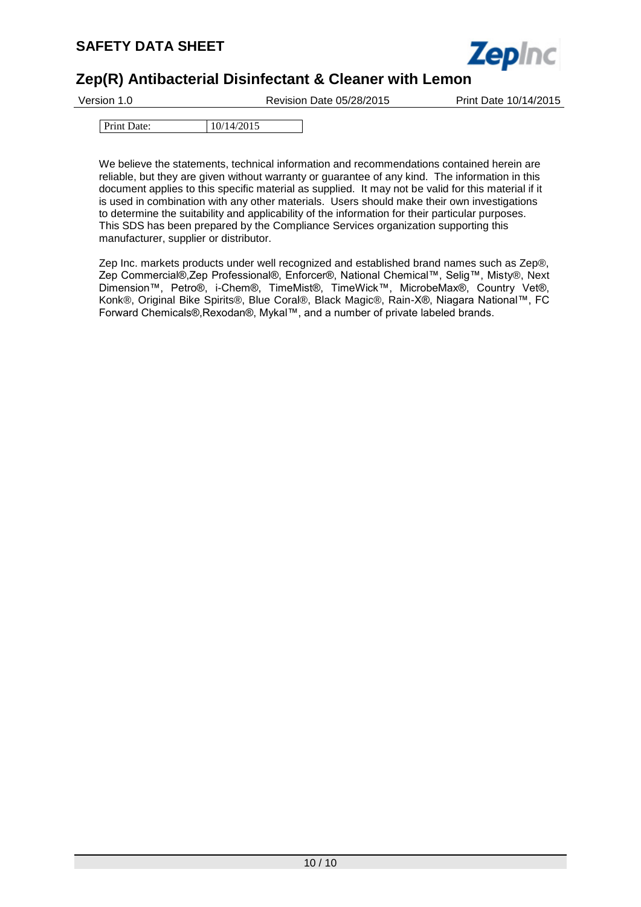| Print Date: | 10/14/2015 |
|---|---|

We believe the statements, technical information and recommendations contained herein are reliable, but they are given without warranty or guarantee of any kind. The information in this document applies to this specific material as supplied. It may not be valid for this material if it is used in combination with any other materials. Users should make their own investigations to determine the suitability and applicability of the information for their particular purposes. This SDS has been prepared by the Compliance Services organization supporting this manufacturer, supplier or distributor.

Zep Inc. markets products under well recognized and established brand names such as Zep®, Zep Commercial®,Zep Professional®, Enforcer®, National Chemical™, Selig™, Misty®, Next Dimension™, Petro®, i-Chem®, TimeMist®, TimeWick™, MicrobeMax®, Country Vet®, Konk®, Original Bike Spirits®, Blue Coral®, Black Magic®, Rain-X®, Niagara National™, FC Forward Chemicals®,Rexodan®, Mykal™, and a number of private labeled brands.